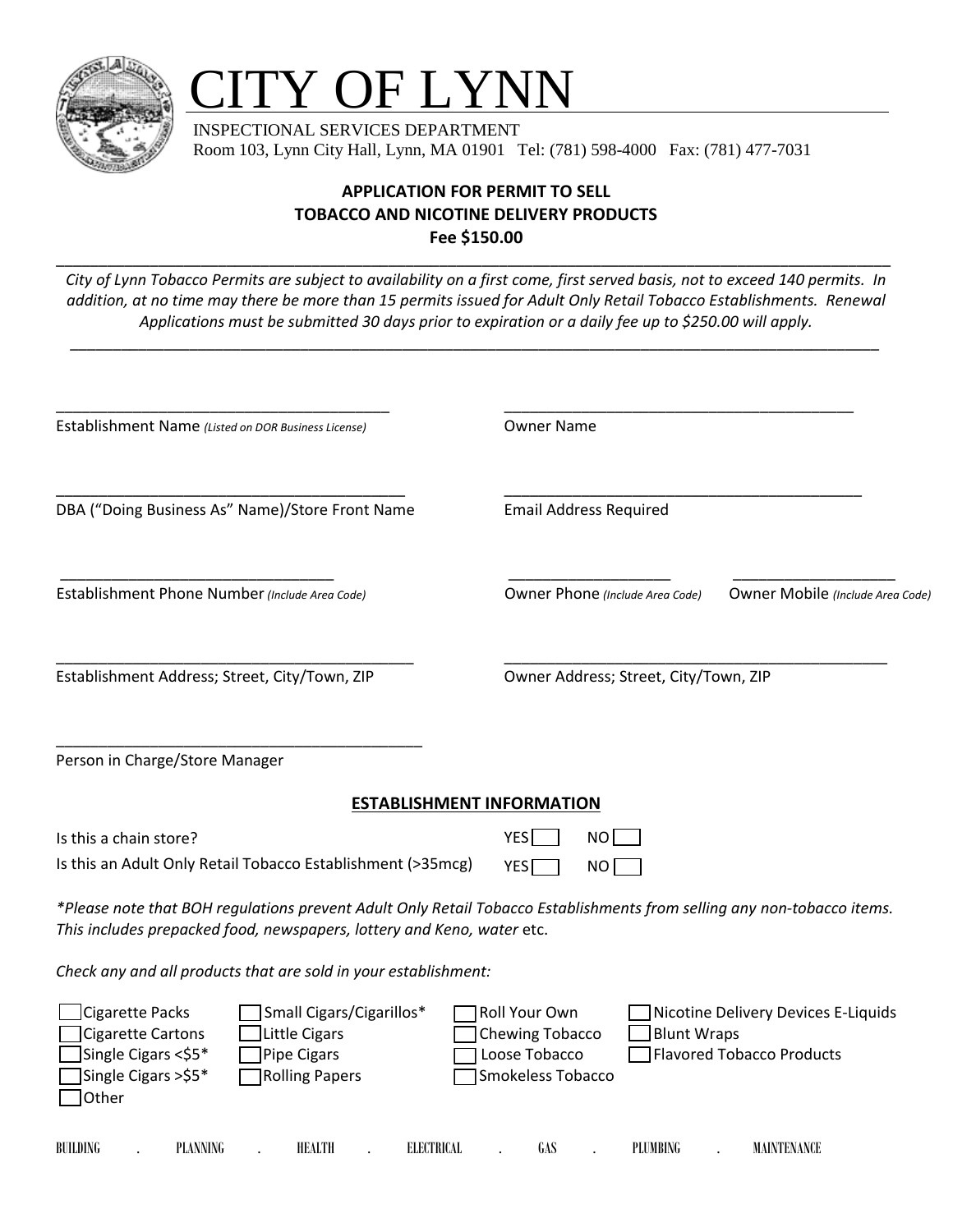# CITY OF LYNN

INSPECTIONAL SERVICES DEPARTMENT
Room 103, Lynn City Hall, Lynn, MA 01901 Tel: (781) 598-4000 Fax: (781) 477-7031

**APPLICATION FOR PERMIT TO SELL**
**TOBACCO AND NICOTINE DELIVERY PRODUCTS**
**Fee $150.00**

*City of Lynn Tobacco Permits are subject to availability on a first come, first served basis, not to exceed 140 permits. In addition, at no time may there be more than 15 permits issued for Adult Only Retail Tobacco Establishments. Renewal Applications must be submitted 30 days prior to expiration or a daily fee up to $250.00 will apply.*

________________________________________
Establishment Name *(Listed on DOR Business License)*

________________________________________
Owner Name

________________________________________
DBA ("Doing Business As" Name)/Store Front Name

________________________________________
Email Address Required

________________________________________
Establishment Phone Number *(Include Area Code)*

____________________
Owner Phone *(Include Area Code)*

____________________
Owner Mobile *(Include Area Code)*

________________________________________
Establishment Address; Street, City/Town, ZIP

________________________________________
Owner Address; Street, City/Town, ZIP

________________________________________
Person in Charge/Store Manager

## ESTABLISHMENT INFORMATION

Is this a chain store? YES ☐ NO ☐

Is this an Adult Only Retail Tobacco Establishment (>35mcg) YES ☐ NO ☐

*\*Please note that BOH regulations prevent Adult Only Retail Tobacco Establishments from selling any non-tobacco items. This includes prepacked food, newspapers, lottery and Keno, water* etc.

*Check any and all products that are sold in your establishment:*

- ☐ Cigarette Packs
- ☐ Cigarette Cartons
- ☐ Single Cigars <$5*
- ☐ Single Cigars >$5*
- ☐ Other
- ☐ Small Cigars/Cigarillos*
- ☐ Little Cigars
- ☐ Pipe Cigars
- ☐ Rolling Papers
- ☐ Roll Your Own
- ☐ Chewing Tobacco
- ☐ Loose Tobacco
- ☐ Smokeless Tobacco
- ☐ Nicotine Delivery Devices E-Liquids
- ☐ Blunt Wraps
- ☐ Flavored Tobacco Products

BUILDING . PLANNING . HEALTH . ELECTRICAL . GAS . PLUMBING . MAINTENANCE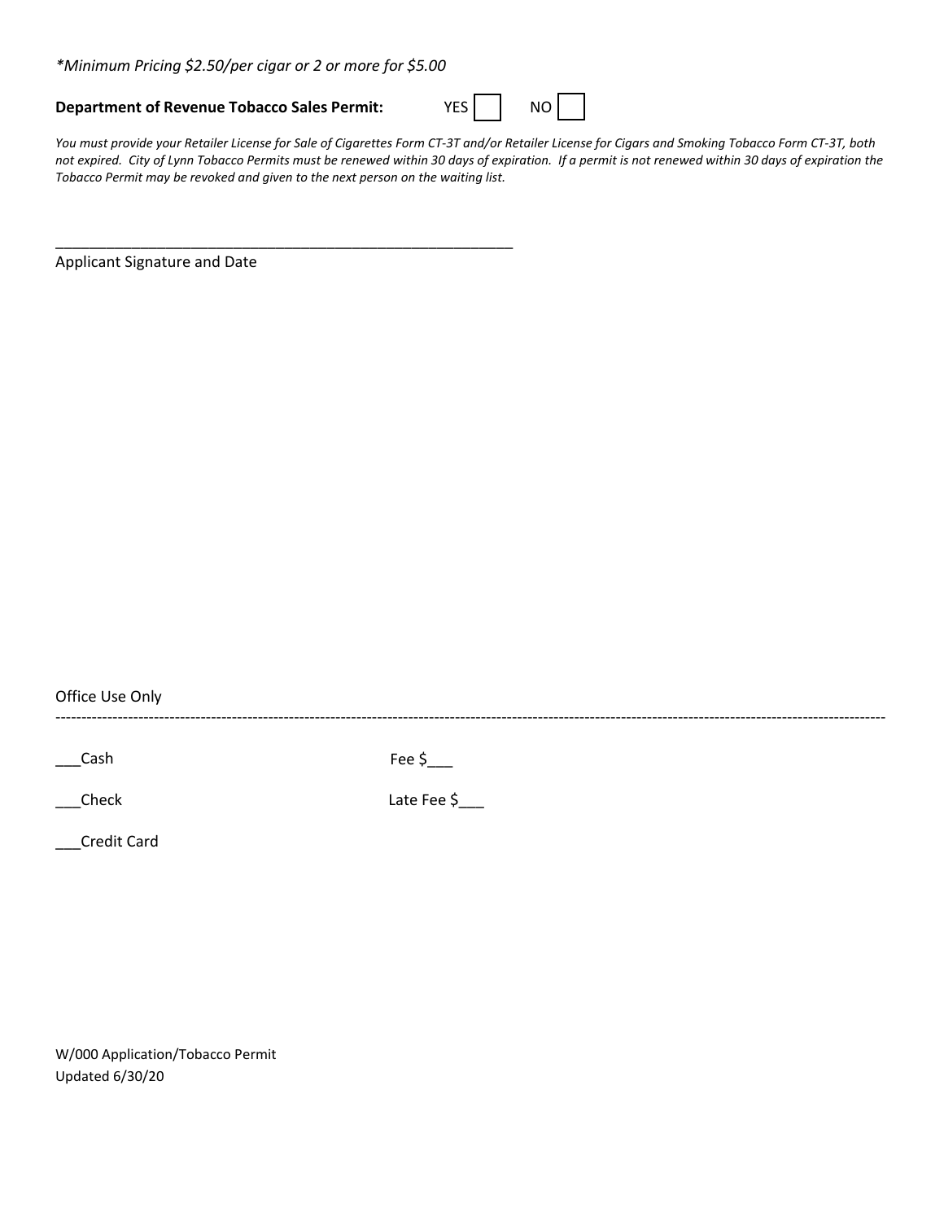*\*Minimum Pricing $2.50/per cigar or 2 or more for $5.00*

**Department of Revenue Tobacco Sales Permit:** YES ☐ NO ☐

*You must provide your Retailer License for Sale of Cigarettes Form CT-3T and/or Retailer License for Cigars and Smoking Tobacco Form CT-3T, both not expired. City of Lynn Tobacco Permits must be renewed within 30 days of expiration. If a permit is not renewed within 30 days of expiration the Tobacco Permit may be revoked and given to the next person on the waiting list.*

\_\_\_\_\_\_\_\_\_\_\_\_\_\_\_\_\_\_\_\_\_\_\_\_\_\_\_\_\_\_\_\_\_\_\_\_\_\_\_\_\_\_\_\_\_\_\_\_\_\_\_\_\_\_\_\_

Applicant Signature and Date

Office Use Only

---

___Cash Fee $___

___Check Late Fee $___

___Credit Card

W/000 Application/Tobacco Permit
Updated 6/30/20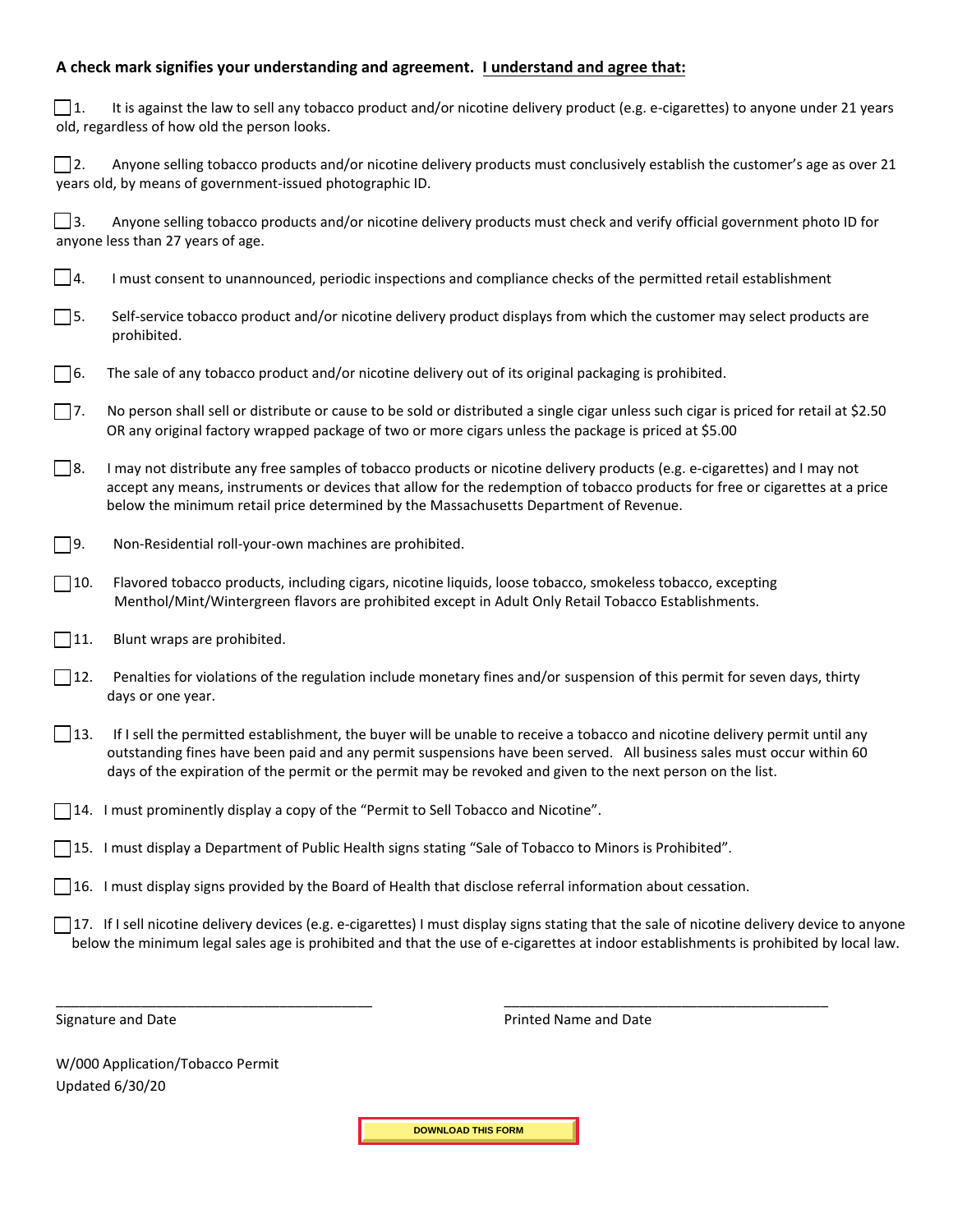**A check mark signifies your understanding and agreement. <u>I understand and agree that:</u>**

☐ 1. It is against the law to sell any tobacco product and/or nicotine delivery product (e.g. e-cigarettes) to anyone under 21 years old, regardless of how old the person looks.

☐ 2. Anyone selling tobacco products and/or nicotine delivery products must conclusively establish the customer's age as over 21 years old, by means of government-issued photographic ID.

☐ 3. Anyone selling tobacco products and/or nicotine delivery products must check and verify official government photo ID for anyone less than 27 years of age.

☐ 4. I must consent to unannounced, periodic inspections and compliance checks of the permitted retail establishment

☐ 5. Self-service tobacco product and/or nicotine delivery product displays from which the customer may select products are prohibited.

☐ 6. The sale of any tobacco product and/or nicotine delivery out of its original packaging is prohibited.

☐ 7. No person shall sell or distribute or cause to be sold or distributed a single cigar unless such cigar is priced for retail at $2.50 OR any original factory wrapped package of two or more cigars unless the package is priced at $5.00

☐ 8. I may not distribute any free samples of tobacco products or nicotine delivery products (e.g. e-cigarettes) and I may not accept any means, instruments or devices that allow for the redemption of tobacco products for free or cigarettes at a price below the minimum retail price determined by the Massachusetts Department of Revenue.

☐ 9. Non-Residential roll-your-own machines are prohibited.

☐ 10. Flavored tobacco products, including cigars, nicotine liquids, loose tobacco, smokeless tobacco, excepting Menthol/Mint/Wintergreen flavors are prohibited except in Adult Only Retail Tobacco Establishments.

☐ 11. Blunt wraps are prohibited.

☐ 12. Penalties for violations of the regulation include monetary fines and/or suspension of this permit for seven days, thirty days or one year.

☐ 13. If I sell the permitted establishment, the buyer will be unable to receive a tobacco and nicotine delivery permit until any outstanding fines have been paid and any permit suspensions have been served. All business sales must occur within 60 days of the expiration of the permit or the permit may be revoked and given to the next person on the list.

☐ 14. I must prominently display a copy of the "Permit to Sell Tobacco and Nicotine".

☐ 15. I must display a Department of Public Health signs stating "Sale of Tobacco to Minors is Prohibited".

☐ 16. I must display signs provided by the Board of Health that disclose referral information about cessation.

☐ 17. If I sell nicotine delivery devices (e.g. e-cigarettes) I must display signs stating that the sale of nicotine delivery device to anyone below the minimum legal sales age is prohibited and that the use of e-cigarettes at indoor establishments is prohibited by local law.

\_\_\_\_\_\_\_\_\_\_\_\_\_\_\_\_\_\_\_\_\_\_\_\_\_\_\_\_\_\_\_\_\_\_\_\_\_\_\_\_ \_\_\_\_\_\_\_\_\_\_\_\_\_\_\_\_\_\_\_\_\_\_\_\_\_\_\_\_\_\_\_\_\_\_\_\_\_\_\_\_

Signature and Date Printed Name and Date

W/000 Application/Tobacco Permit
Updated 6/30/20

DOWNLOAD THIS FORM